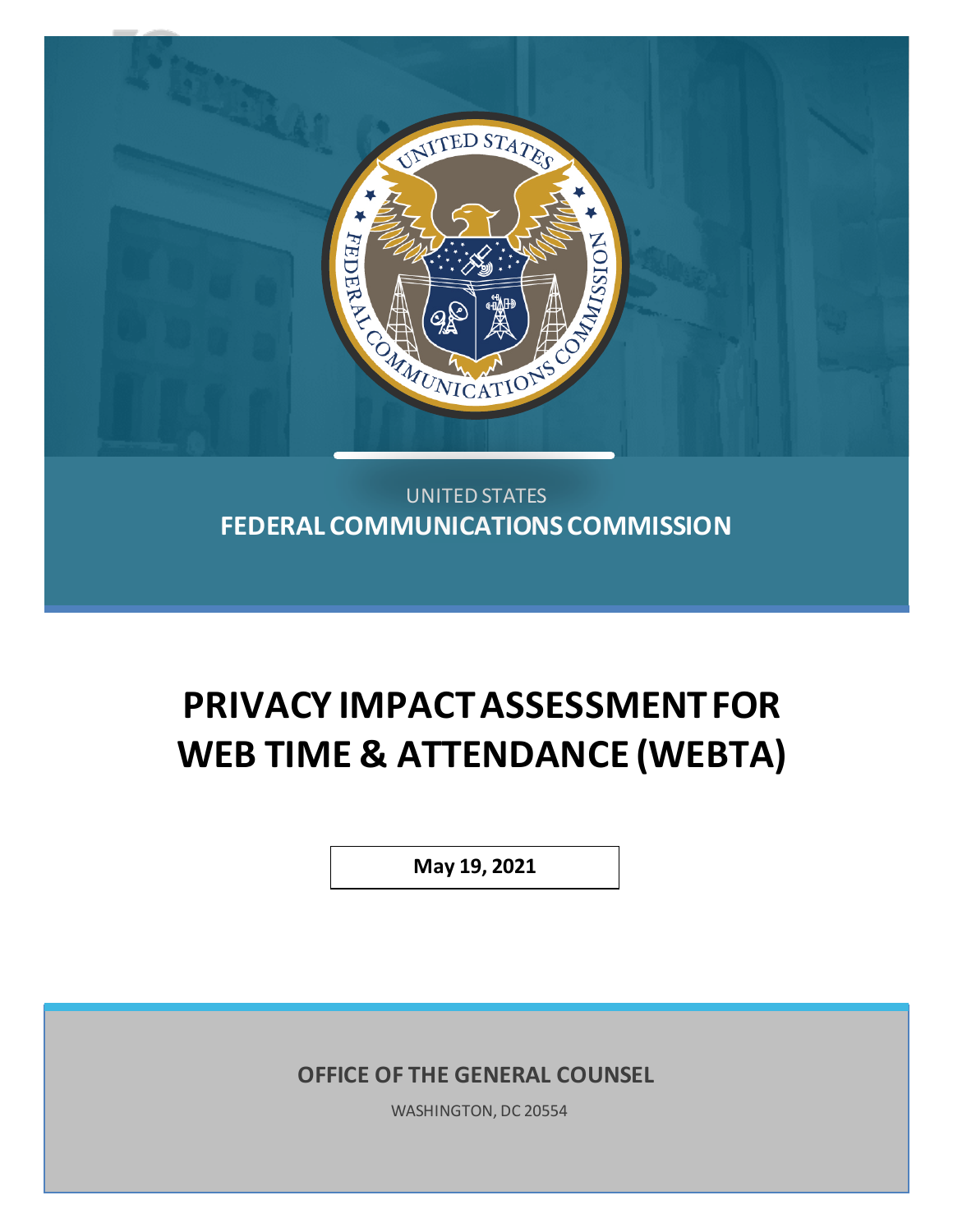UNITED STATES

**FEDERAL COMMUNICATIONS COMMISSION**

# PRIVACY IMPACT ASSESSMENT FOR WEB TIME & ATTENDANCE (WEBTA)

**May 19, 2021**

**OFFICE OF THE GENERAL COUNSEL**

WASHINGTON, DC 20554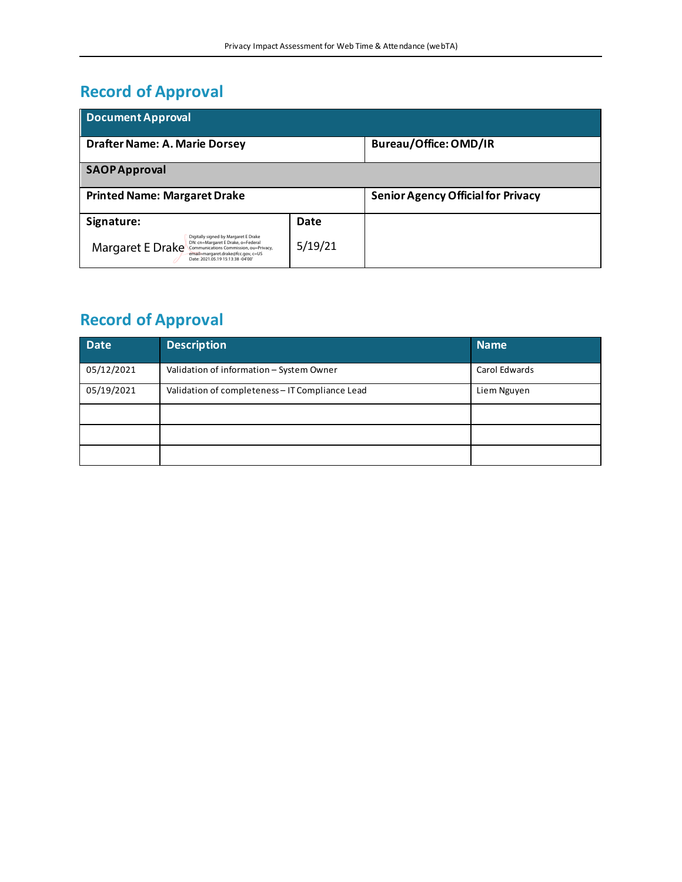## Record of Approval

| Document Approval | | |
|---|---|---|
| **Drafter Name: A. Marie Dorsey** | | **Bureau/Office: OMD/IR** |
| **SAOP Approval** | | |
| **Printed Name: Margaret Drake** | | **Senior Agency Official for Privacy** |
| **Signature:** Margaret E Drake Digitally signed by Margaret E Drake DN: cn=Margaret E Drake, o=Federal Communications Commission, ou=Privacy, email=margaret.drake@fcc.gov, c=US Date: 2021.05.19 15:13:38 -04'00' | **Date** 5/19/21 | |

## Record of Approval

| Date | Description | Name |
|---|---|---|
| 05/12/2021 | Validation of information – System Owner | Carol Edwards |
| 05/19/2021 | Validation of completeness – IT Compliance Lead | Liem Nguyen |
| | | |
| | | |
| | | |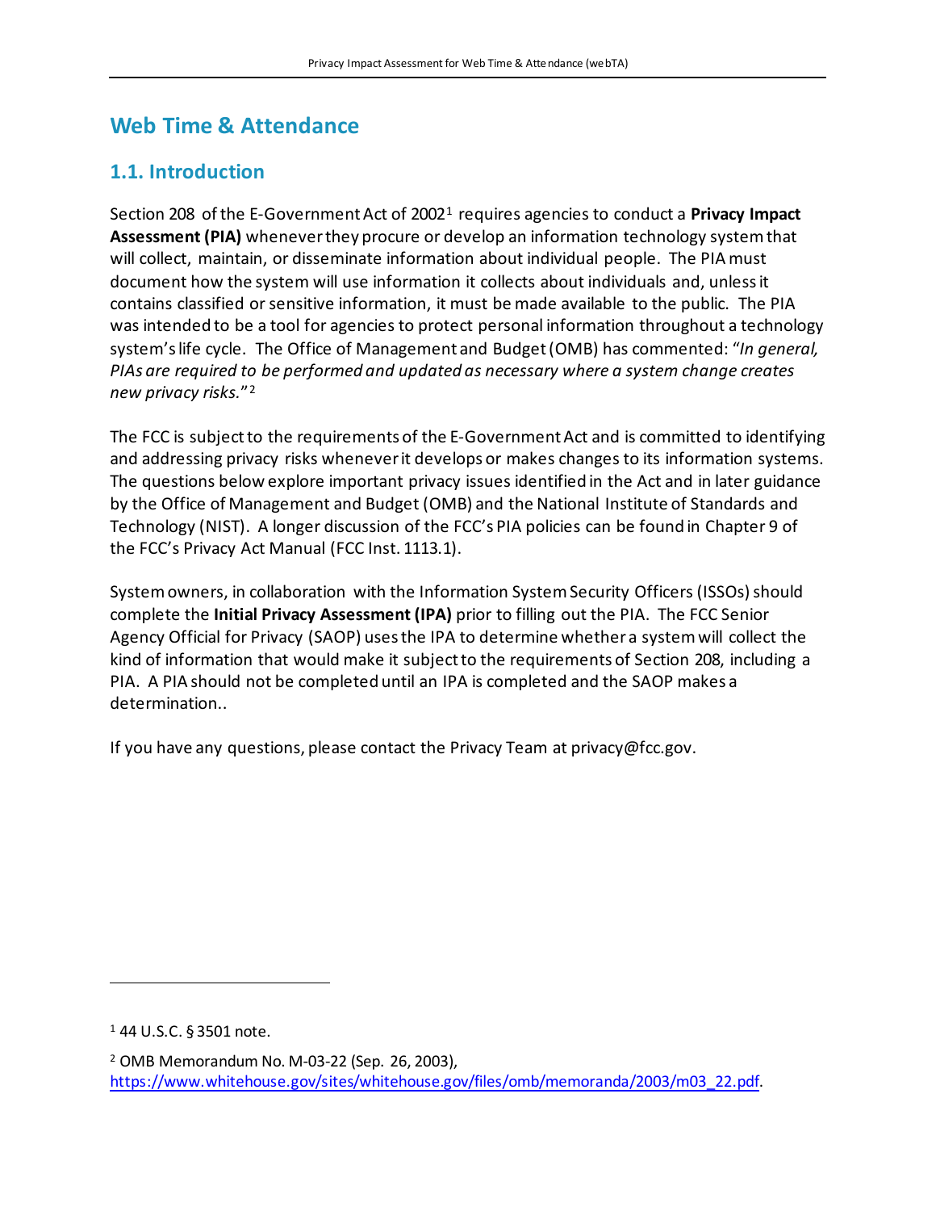# Web Time & Attendance

## 1.1. Introduction

Section 208 of the E-Government Act of 2002[1] requires agencies to conduct a **Privacy Impact Assessment (PIA)** whenever they procure or develop an information technology system that will collect, maintain, or disseminate information about individual people. The PIA must document how the system will use information it collects about individuals and, unless it contains classified or sensitive information, it must be made available to the public. The PIA was intended to be a tool for agencies to protect personal information throughout a technology system's life cycle. The Office of Management and Budget (OMB) has commented: "*In general, PIAs are required to be performed and updated as necessary where a system change creates new privacy risks.*"[2]

The FCC is subject to the requirements of the E-Government Act and is committed to identifying and addressing privacy risks whenever it develops or makes changes to its information systems. The questions below explore important privacy issues identified in the Act and in later guidance by the Office of Management and Budget (OMB) and the National Institute of Standards and Technology (NIST). A longer discussion of the FCC's PIA policies can be found in Chapter 9 of the FCC's Privacy Act Manual (FCC Inst. 1113.1).

System owners, in collaboration with the Information System Security Officers (ISSOs) should complete the **Initial Privacy Assessment (IPA)** prior to filling out the PIA. The FCC Senior Agency Official for Privacy (SAOP) uses the IPA to determine whether a system will collect the kind of information that would make it subject to the requirements of Section 208, including a PIA. A PIA should not be completed until an IPA is completed and the SAOP makes a determination..

If you have any questions, please contact the Privacy Team at privacy@fcc.gov.

---

[1] 44 U.S.C. § 3501 note.

[2] OMB Memorandum No. M-03-22 (Sep. 26, 2003), https://www.whitehouse.gov/sites/whitehouse.gov/files/omb/memoranda/2003/m03_22.pdf.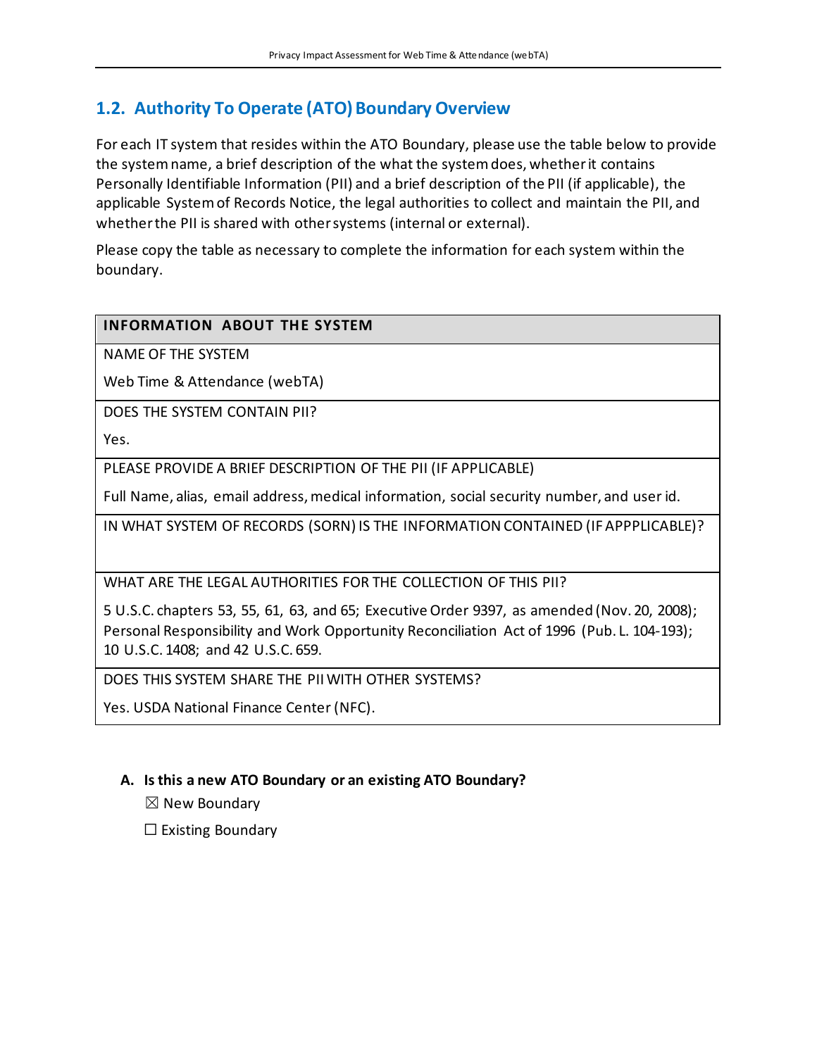## 1.2. Authority To Operate (ATO) Boundary Overview

For each IT system that resides within the ATO Boundary, please use the table below to provide the system name, a brief description of the what the system does, whether it contains Personally Identifiable Information (PII) and a brief description of the PII (if applicable), the applicable System of Records Notice, the legal authorities to collect and maintain the PII, and whether the PII is shared with other systems (internal or external).

Please copy the table as necessary to complete the information for each system within the boundary.

| INFORMATION ABOUT THE SYSTEM |
|---|
| NAME OF THE SYSTEM<br>Web Time & Attendance (webTA) |
| DOES THE SYSTEM CONTAIN PII?<br>Yes. |
| PLEASE PROVIDE A BRIEF DESCRIPTION OF THE PII (IF APPLICABLE)<br>Full Name, alias, email address, medical information, social security number, and user id. |
| IN WHAT SYSTEM OF RECORDS (SORN) IS THE INFORMATION CONTAINED (IF APPPLICABLE)? |
| WHAT ARE THE LEGAL AUTHORITIES FOR THE COLLECTION OF THIS PII?<br>5 U.S.C. chapters 53, 55, 61, 63, and 65; Executive Order 9397, as amended (Nov. 20, 2008); Personal Responsibility and Work Opportunity Reconciliation Act of 1996 (Pub. L. 104-193); 10 U.S.C. 1408; and 42 U.S.C. 659. |
| DOES THIS SYSTEM SHARE THE PII WITH OTHER SYSTEMS?<br>Yes. USDA National Finance Center (NFC). |

**A. Is this a new ATO Boundary or an existing ATO Boundary?**

☒ New Boundary

☐ Existing Boundary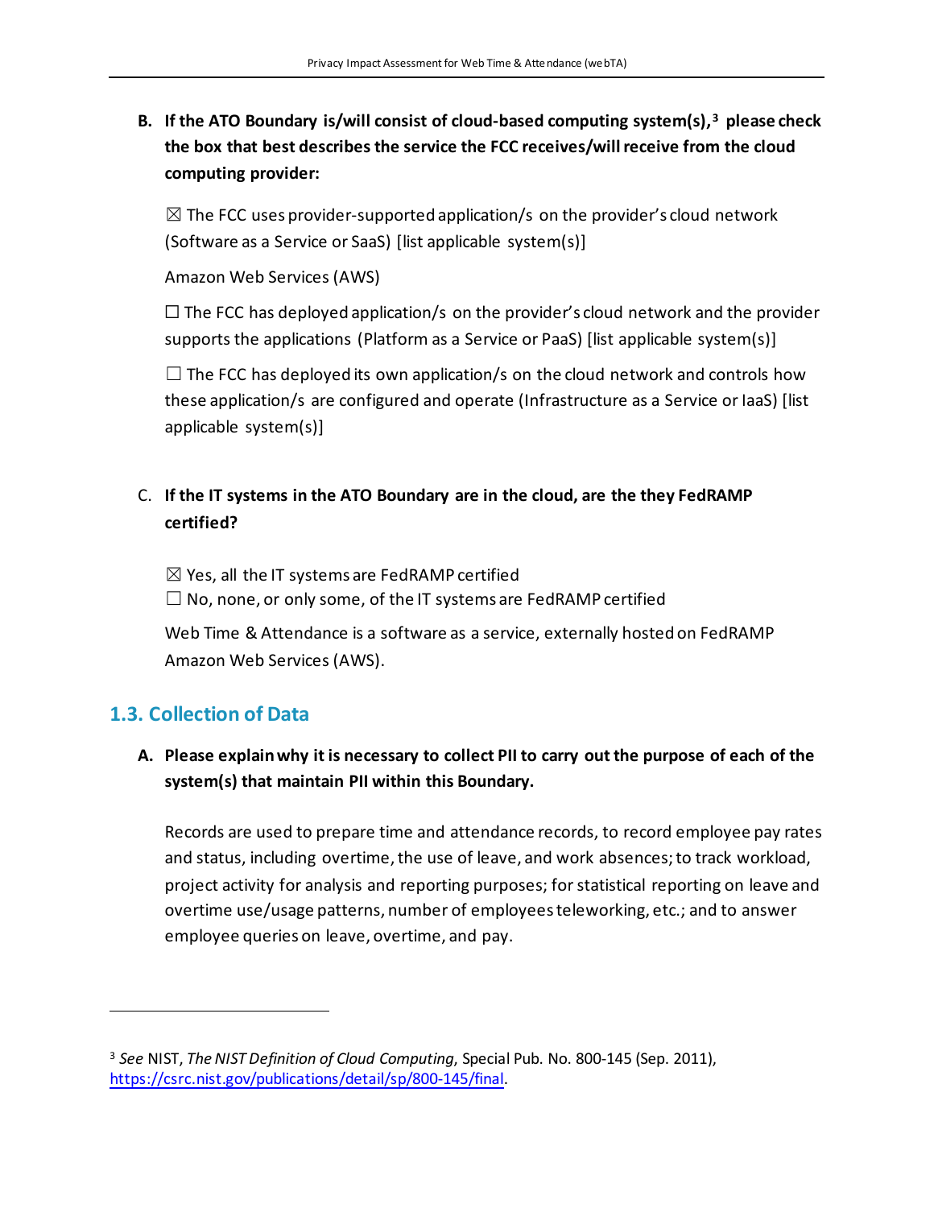**B. If the ATO Boundary is/will consist of cloud-based computing system(s),[3] please check the box that best describes the service the FCC receives/will receive from the cloud computing provider:**

☒ The FCC uses provider-supported application/s on the provider's cloud network (Software as a Service or SaaS) [list applicable system(s)]

Amazon Web Services (AWS)

☐ The FCC has deployed application/s on the provider's cloud network and the provider supports the applications (Platform as a Service or PaaS) [list applicable system(s)]

☐ The FCC has deployed its own application/s on the cloud network and controls how these application/s are configured and operate (Infrastructure as a Service or IaaS) [list applicable system(s)]

C. **If the IT systems in the ATO Boundary are in the cloud, are the they FedRAMP certified?**

☒ Yes, all the IT systems are FedRAMP certified
☐ No, none, or only some, of the IT systems are FedRAMP certified

Web Time & Attendance is a software as a service, externally hosted on FedRAMP Amazon Web Services (AWS).

## 1.3. Collection of Data

**A. Please explain why it is necessary to collect PII to carry out the purpose of each of the system(s) that maintain PII within this Boundary.**

Records are used to prepare time and attendance records, to record employee pay rates and status, including overtime, the use of leave, and work absences; to track workload, project activity for analysis and reporting purposes; for statistical reporting on leave and overtime use/usage patterns, number of employees teleworking, etc.; and to answer employee queries on leave, overtime, and pay.

---

[3] *See* NIST, *The NIST Definition of Cloud Computing*, Special Pub. No. 800-145 (Sep. 2011), https://csrc.nist.gov/publications/detail/sp/800-145/final.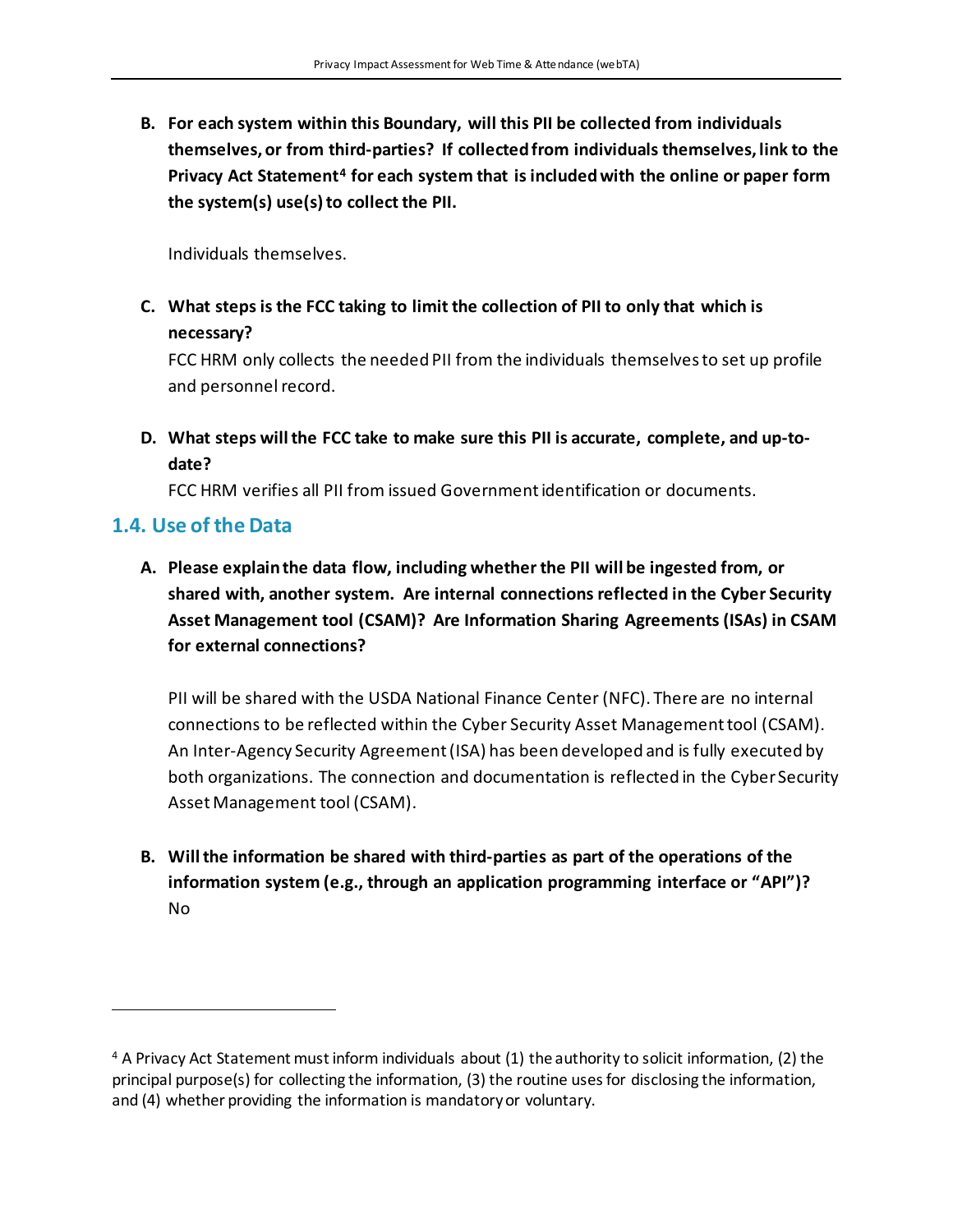**B. For each system within this Boundary, will this PII be collected from individuals themselves, or from third-parties? If collected from individuals themselves, link to the Privacy Act Statement[4] for each system that is included with the online or paper form the system(s) use(s) to collect the PII.**

Individuals themselves.

**C. What steps is the FCC taking to limit the collection of PII to only that which is necessary?**

FCC HRM only collects the needed PII from the individuals themselves to set up profile and personnel record.

**D. What steps will the FCC take to make sure this PII is accurate, complete, and up-to-date?**

FCC HRM verifies all PII from issued Government identification or documents.

## 1.4. Use of the Data

**A. Please explain the data flow, including whether the PII will be ingested from, or shared with, another system. Are internal connections reflected in the Cyber Security Asset Management tool (CSAM)? Are Information Sharing Agreements (ISAs) in CSAM for external connections?**

PII will be shared with the USDA National Finance Center (NFC). There are no internal connections to be reflected within the Cyber Security Asset Management tool (CSAM). An Inter-Agency Security Agreement (ISA) has been developed and is fully executed by both organizations. The connection and documentation is reflected in the Cyber Security Asset Management tool (CSAM).

**B. Will the information be shared with third-parties as part of the operations of the information system (e.g., through an application programming interface or "API")?**
No

[4] A Privacy Act Statement must inform individuals about (1) the authority to solicit information, (2) the principal purpose(s) for collecting the information, (3) the routine uses for disclosing the information, and (4) whether providing the information is mandatory or voluntary.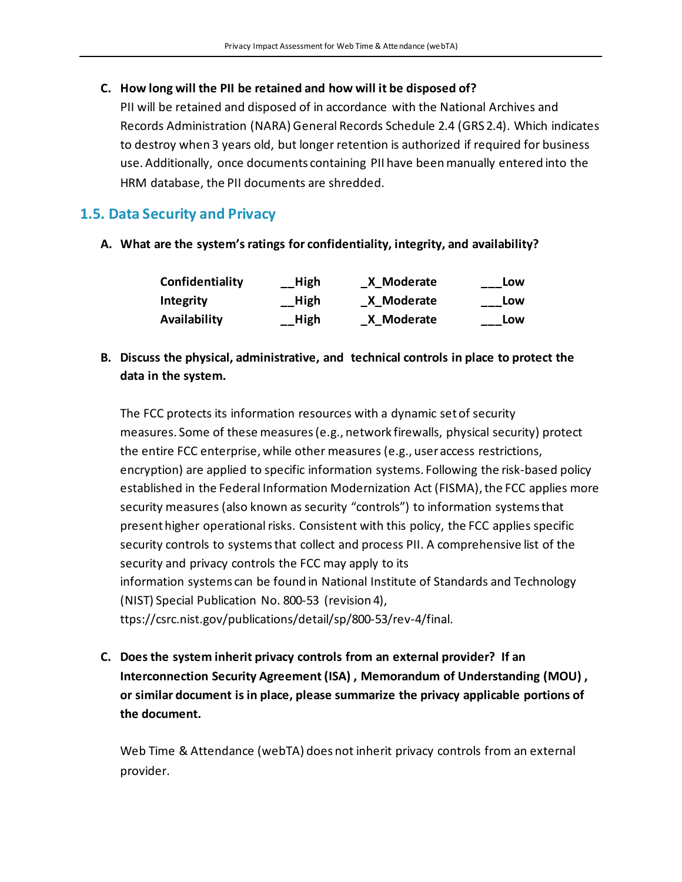**C. How long will the PII be retained and how will it be disposed of?**

PII will be retained and disposed of in accordance with the National Archives and Records Administration (NARA) General Records Schedule 2.4 (GRS 2.4). Which indicates to destroy when 3 years old, but longer retention is authorized if required for business use. Additionally, once documents containing PII have been manually entered into the HRM database, the PII documents are shredded.

## 1.5. Data Security and Privacy

**A. What are the system's ratings for confidentiality, integrity, and availability?**

| | | | |
|---|---|---|---|
| **Confidentiality** | **__High** | **_X_Moderate** | **___Low** |
| **Integrity** | **__High** | **_X_Moderate** | **___Low** |
| **Availability** | **__High** | **_X_Moderate** | **___Low** |

**B. Discuss the physical, administrative, and technical controls in place to protect the data in the system.**

The FCC protects its information resources with a dynamic set of security measures. Some of these measures (e.g., network firewalls, physical security) protect the entire FCC enterprise, while other measures (e.g., user access restrictions, encryption) are applied to specific information systems. Following the risk-based policy established in the Federal Information Modernization Act (FISMA), the FCC applies more security measures (also known as security "controls") to information systems that present higher operational risks. Consistent with this policy, the FCC applies specific security controls to systems that collect and process PII. A comprehensive list of the security and privacy controls the FCC may apply to its information systems can be found in National Institute of Standards and Technology (NIST) Special Publication No. 800-53 (revision 4), ttps://csrc.nist.gov/publications/detail/sp/800-53/rev-4/final.

**C. Does the system inherit privacy controls from an external provider? If an Interconnection Security Agreement (ISA), Memorandum of Understanding (MOU), or similar document is in place, please summarize the privacy applicable portions of the document.**

Web Time & Attendance (webTA) does not inherit privacy controls from an external provider.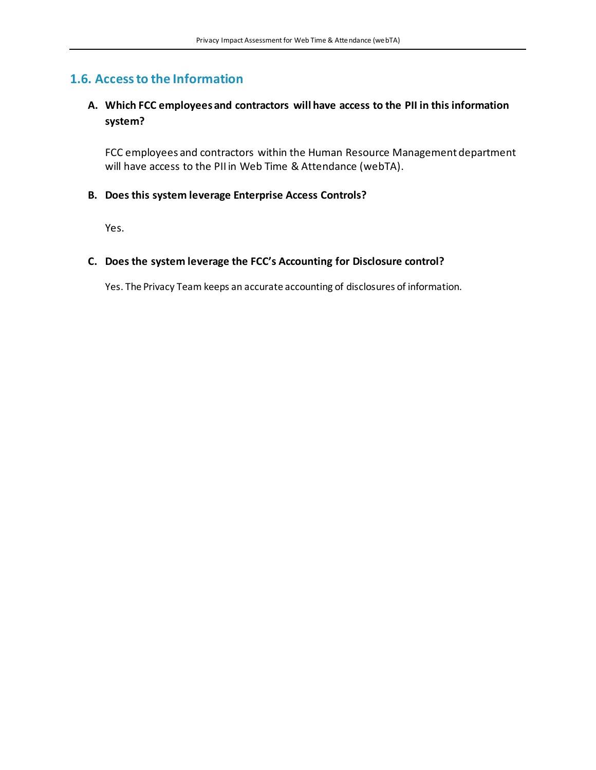## 1.6. Access to the Information

**A. Which FCC employees and contractors will have access to the PII in this information system?**

FCC employees and contractors within the Human Resource Management department will have access to the PII in Web Time & Attendance (webTA).

**B. Does this system leverage Enterprise Access Controls?**

Yes.

**C. Does the system leverage the FCC's Accounting for Disclosure control?**

Yes. The Privacy Team keeps an accurate accounting of disclosures of information.